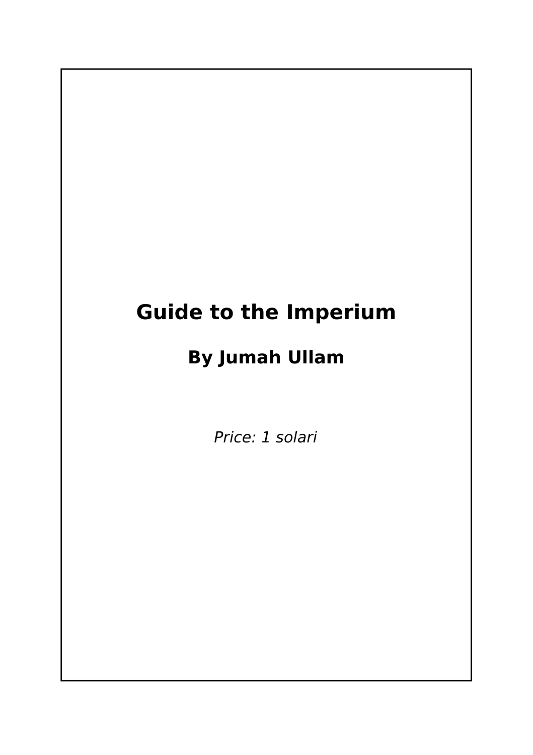# Guide to the Imperium

## By Jumah Ullam

*Price: 1 solari*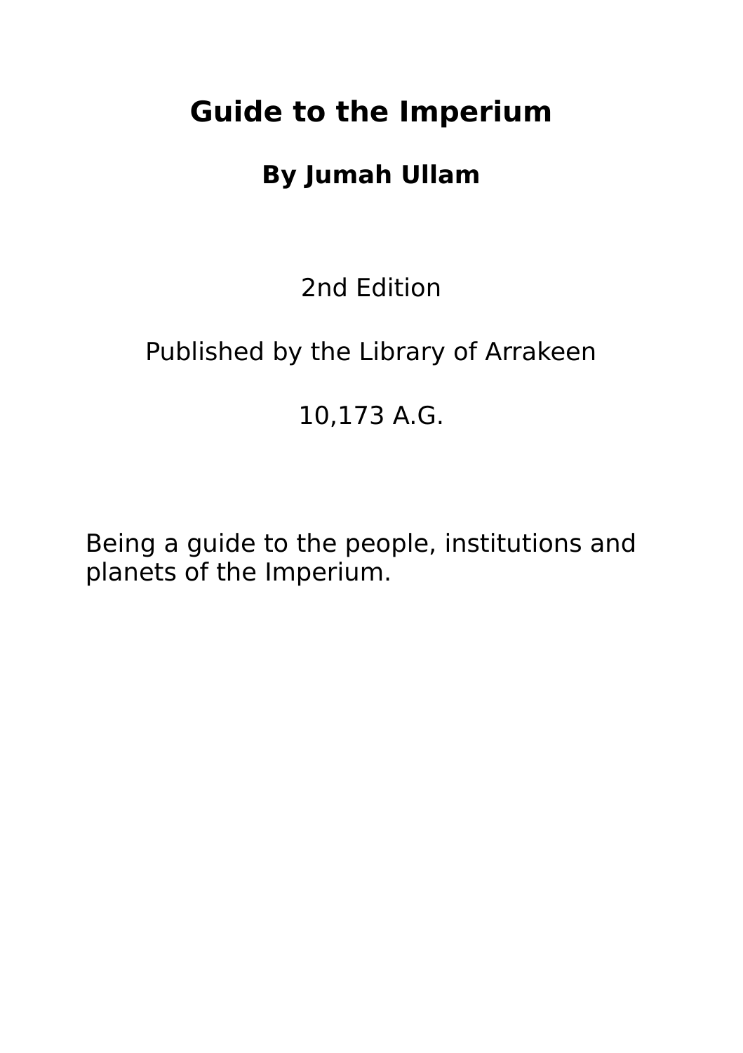# Guide to the Imperium

## By Jumah Ullam

2nd Edition

Published by the Library of Arrakeen

10,173 A.G.

Being a guide to the people, institutions and planets of the Imperium.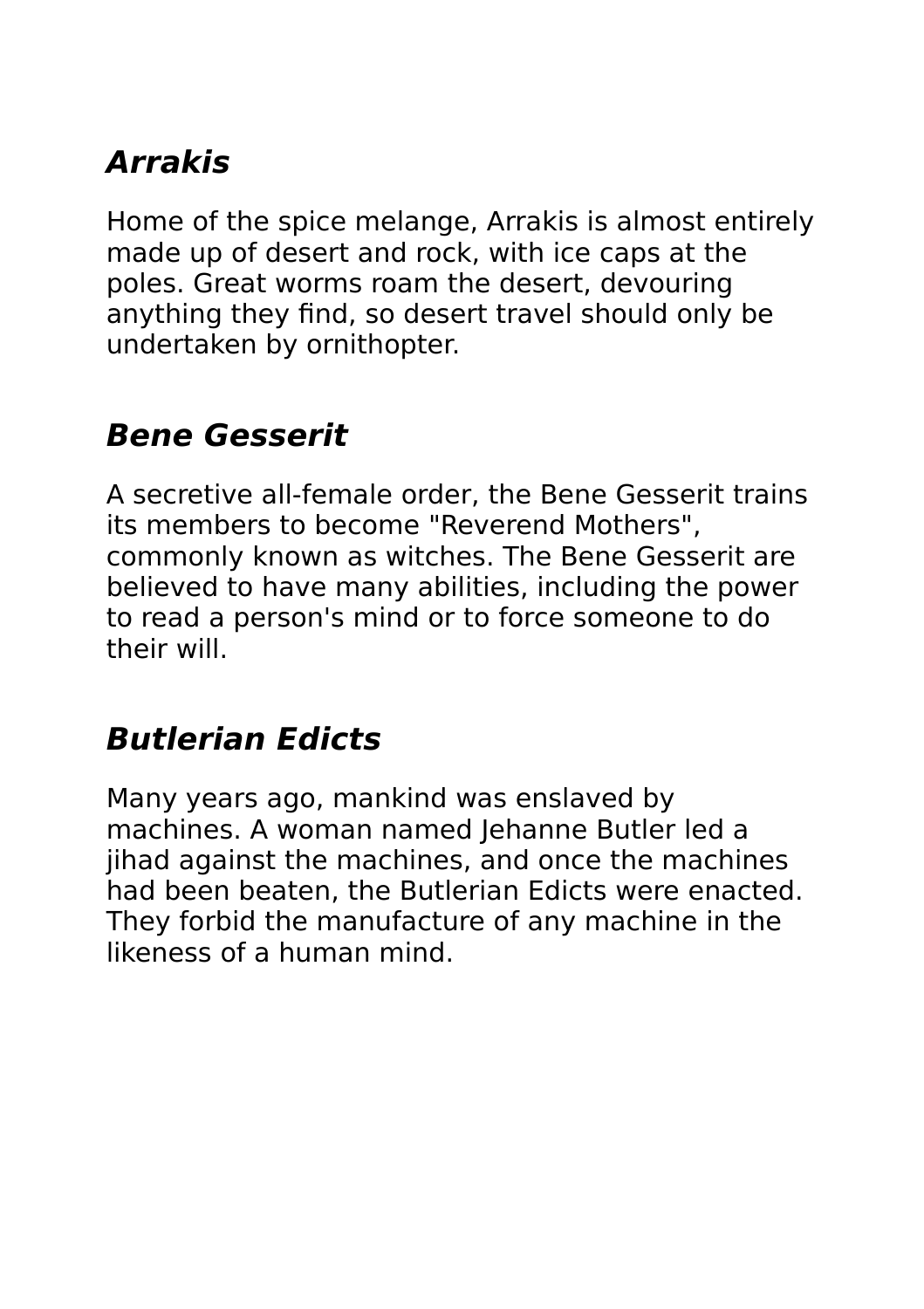## *Arrakis*

Home of the spice melange, Arrakis is almost entirely made up of desert and rock, with ice caps at the poles. Great worms roam the desert, devouring anything they find, so desert travel should only be undertaken by ornithopter.

## *Bene Gesserit*

A secretive all-female order, the Bene Gesserit trains its members to become "Reverend Mothers", commonly known as witches. The Bene Gesserit are believed to have many abilities, including the power to read a person's mind or to force someone to do their will.

## *Butlerian Edicts*

Many years ago, mankind was enslaved by machines. A woman named Jehanne Butler led a jihad against the machines, and once the machines had been beaten, the Butlerian Edicts were enacted. They forbid the manufacture of any machine in the likeness of a human mind.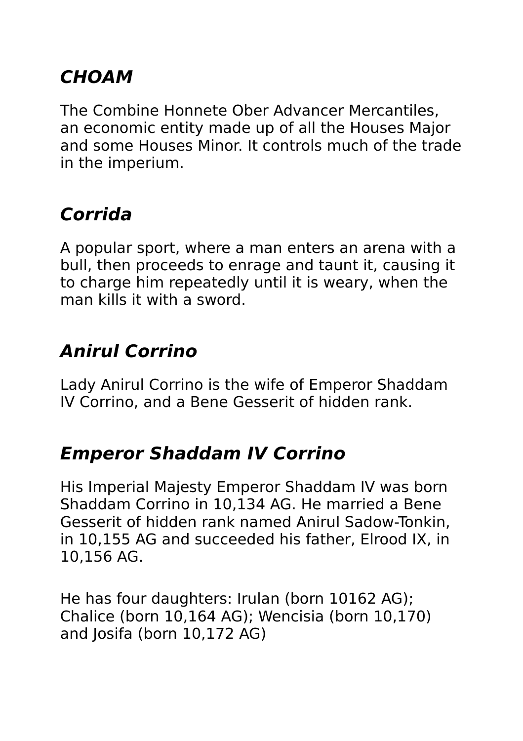## *CHOAM*

The Combine Honnete Ober Advancer Mercantiles, an economic entity made up of all the Houses Major and some Houses Minor. It controls much of the trade in the imperium.

## *Corrida*

A popular sport, where a man enters an arena with a bull, then proceeds to enrage and taunt it, causing it to charge him repeatedly until it is weary, when the man kills it with a sword.

## *Anirul Corrino*

Lady Anirul Corrino is the wife of Emperor Shaddam IV Corrino, and a Bene Gesserit of hidden rank.

## *Emperor Shaddam IV Corrino*

His Imperial Majesty Emperor Shaddam IV was born Shaddam Corrino in 10,134 AG. He married a Bene Gesserit of hidden rank named Anirul Sadow-Tonkin, in 10,155 AG and succeeded his father, Elrood IX, in 10,156 AG.

He has four daughters: Irulan (born 10162 AG); Chalice (born 10,164 AG); Wencisia (born 10,170) and Josifa (born 10,172 AG)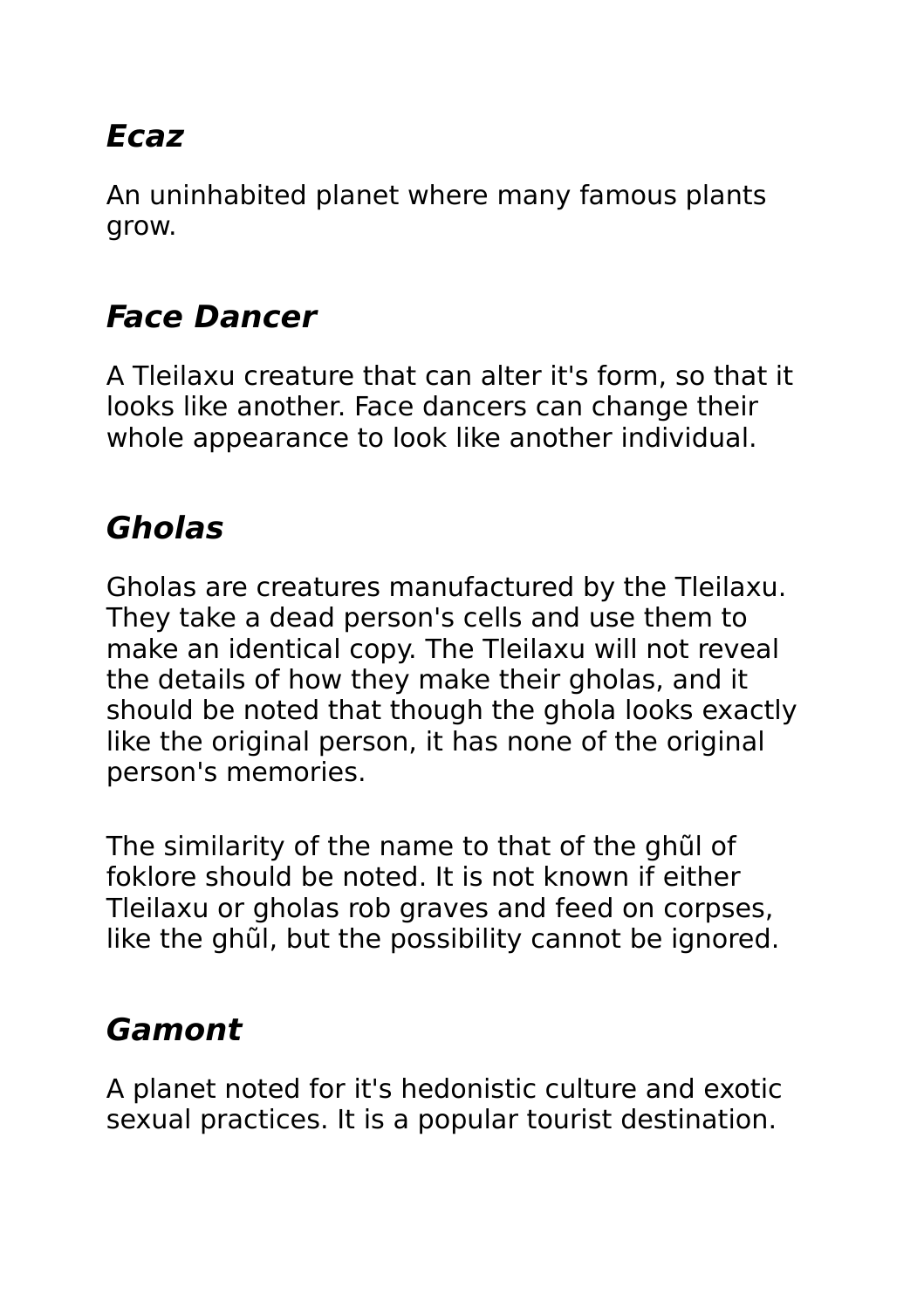## ***Ecaz***

An uninhabited planet where many famous plants grow.

## ***Face Dancer***

A Tleilaxu creature that can alter it's form, so that it looks like another. Face dancers can change their whole appearance to look like another individual.

## ***Gholas***

Gholas are creatures manufactured by the Tleilaxu. They take a dead person's cells and use them to make an identical copy. The Tleilaxu will not reveal the details of how they make their gholas, and it should be noted that though the ghola looks exactly like the original person, it has none of the original person's memories.

The similarity of the name to that of the ghũl of foklore should be noted. It is not known if either Tleilaxu or gholas rob graves and feed on corpses, like the ghũl, but the possibility cannot be ignored.

## ***Gamont***

A planet noted for it's hedonistic culture and exotic sexual practices. It is a popular tourist destination.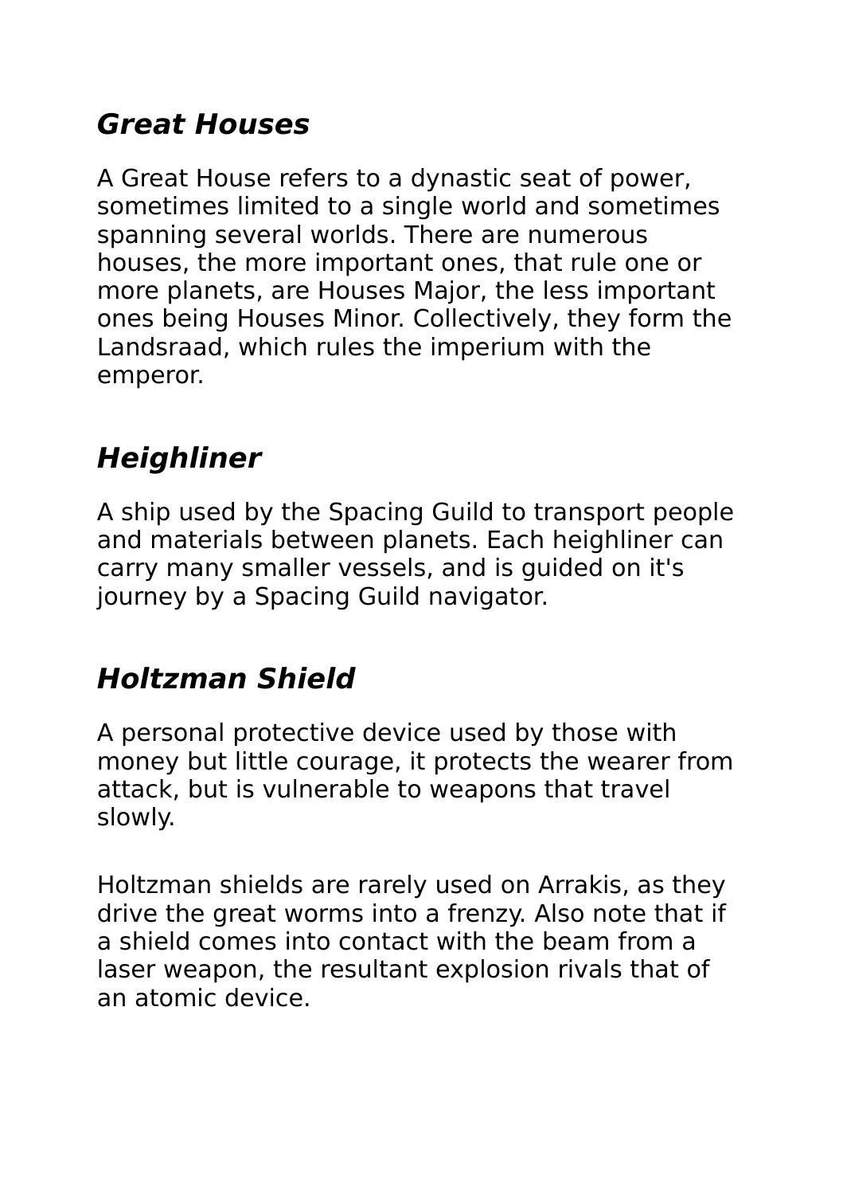## *Great Houses*

A Great House refers to a dynastic seat of power, sometimes limited to a single world and sometimes spanning several worlds. There are numerous houses, the more important ones, that rule one or more planets, are Houses Major, the less important ones being Houses Minor. Collectively, they form the Landsraad, which rules the imperium with the emperor.

## *Heighliner*

A ship used by the Spacing Guild to transport people and materials between planets. Each heighliner can carry many smaller vessels, and is guided on it's journey by a Spacing Guild navigator.

## *Holtzman Shield*

A personal protective device used by those with money but little courage, it protects the wearer from attack, but is vulnerable to weapons that travel slowly.

Holtzman shields are rarely used on Arrakis, as they drive the great worms into a frenzy. Also note that if a shield comes into contact with the beam from a laser weapon, the resultant explosion rivals that of an atomic device.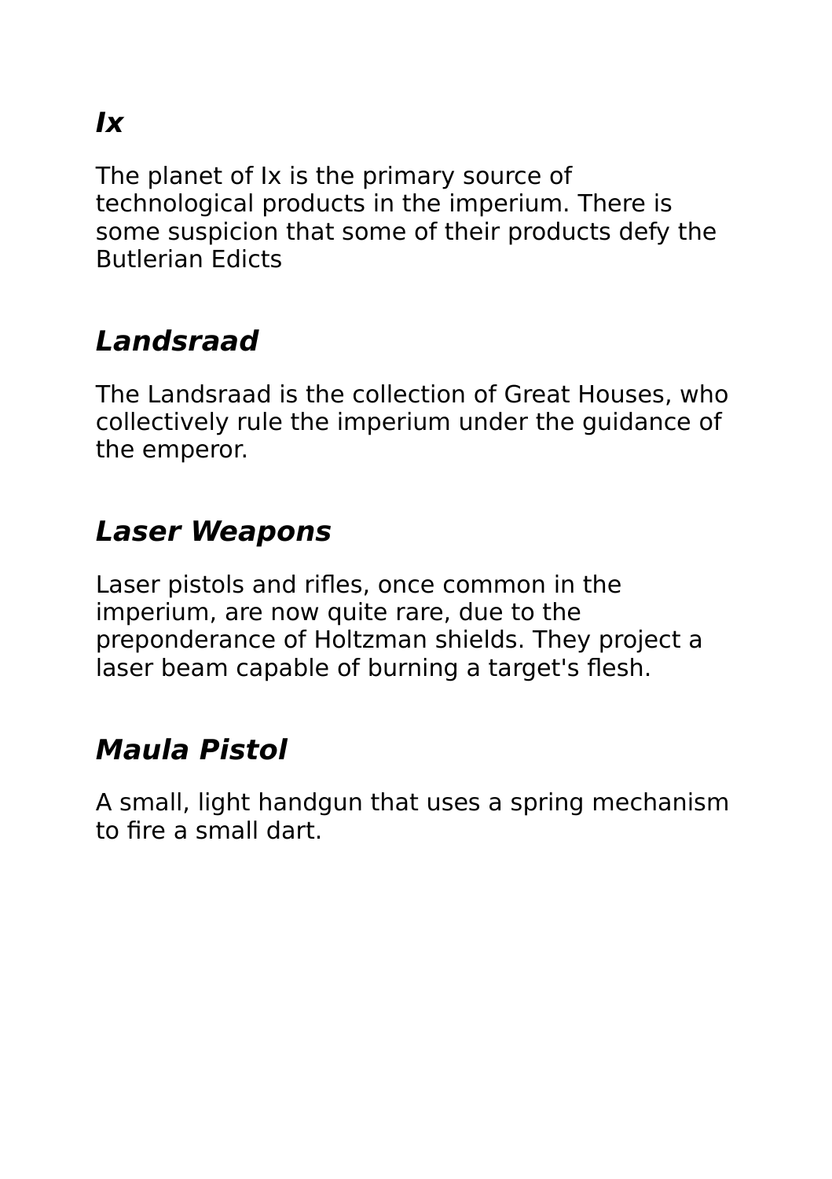## ***Ix***

The planet of Ix is the primary source of technological products in the imperium. There is some suspicion that some of their products defy the Butlerian Edicts

## ***Landsraad***

The Landsraad is the collection of Great Houses, who collectively rule the imperium under the guidance of the emperor.

## ***Laser Weapons***

Laser pistols and rifles, once common in the imperium, are now quite rare, due to the preponderance of Holtzman shields. They project a laser beam capable of burning a target's flesh.

## ***Maula Pistol***

A small, light handgun that uses a spring mechanism to fire a small dart.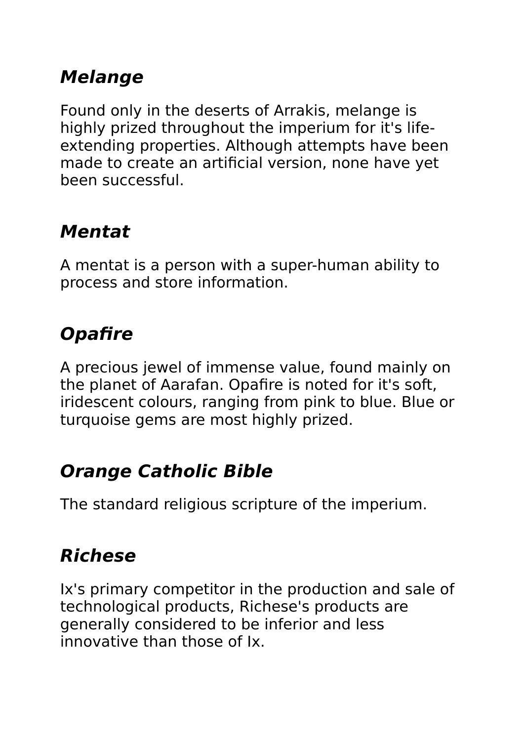## ***Melange***

Found only in the deserts of Arrakis, melange is highly prized throughout the imperium for it's life-extending properties. Although attempts have been made to create an artificial version, none have yet been successful.

## ***Mentat***

A mentat is a person with a super-human ability to process and store information.

## ***Opafire***

A precious jewel of immense value, found mainly on the planet of Aarafan. Opafire is noted for it's soft, iridescent colours, ranging from pink to blue. Blue or turquoise gems are most highly prized.

## ***Orange Catholic Bible***

The standard religious scripture of the imperium.

## ***Richese***

Ix's primary competitor in the production and sale of technological products, Richese's products are generally considered to be inferior and less innovative than those of Ix.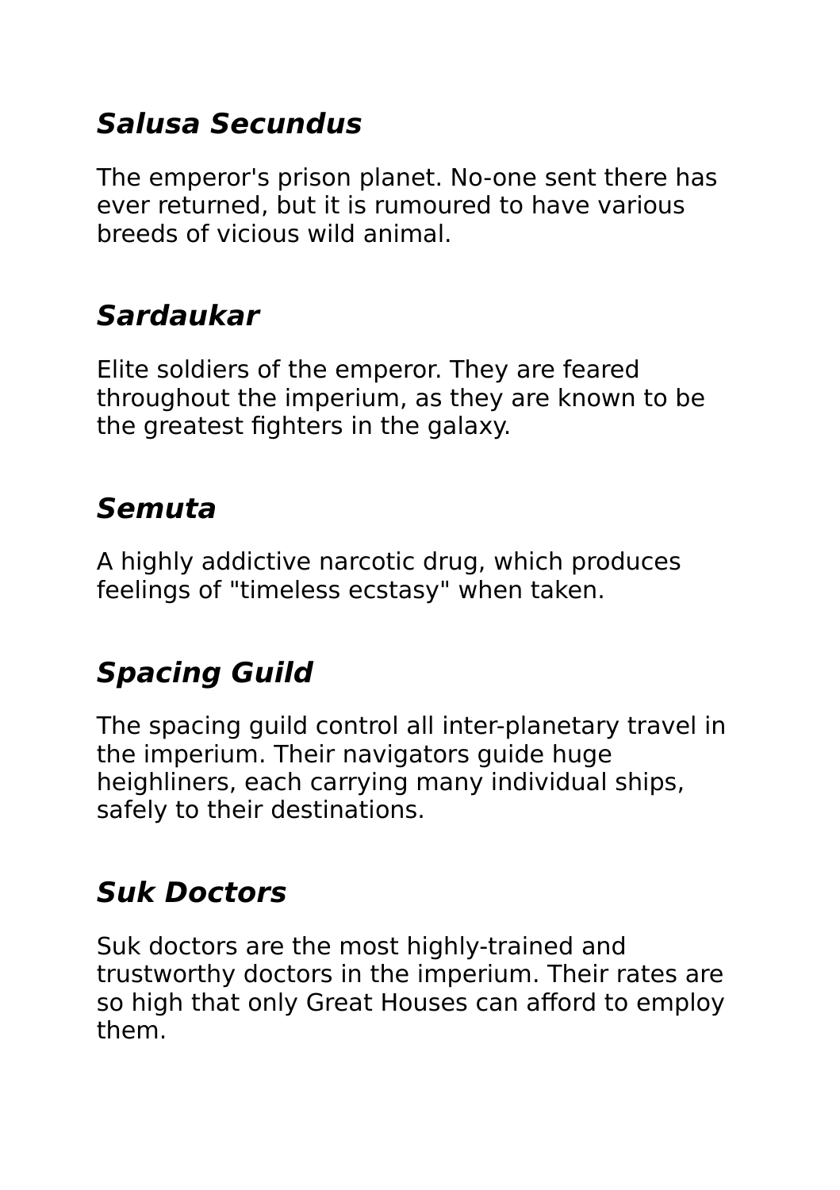### ***Salusa Secundus***

The emperor's prison planet. No-one sent there has ever returned, but it is rumoured to have various breeds of vicious wild animal.

### ***Sardaukar***

Elite soldiers of the emperor. They are feared throughout the imperium, as they are known to be the greatest fighters in the galaxy.

### ***Semuta***

A highly addictive narcotic drug, which produces feelings of "timeless ecstasy" when taken.

### ***Spacing Guild***

The spacing guild control all inter-planetary travel in the imperium. Their navigators guide huge heighliners, each carrying many individual ships, safely to their destinations.

### ***Suk Doctors***

Suk doctors are the most highly-trained and trustworthy doctors in the imperium. Their rates are so high that only Great Houses can afford to employ them.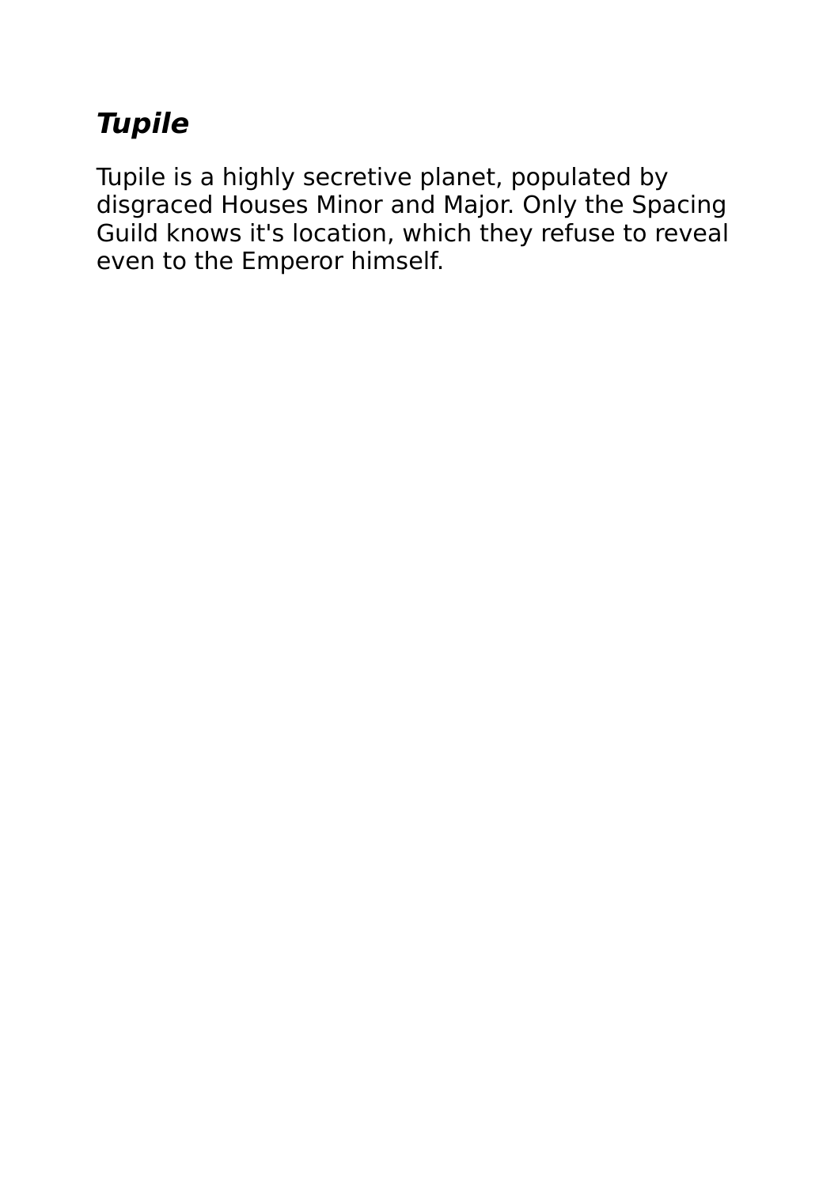## ***Tupile***

Tupile is a highly secretive planet, populated by disgraced Houses Minor and Major. Only the Spacing Guild knows it's location, which they refuse to reveal even to the Emperor himself.